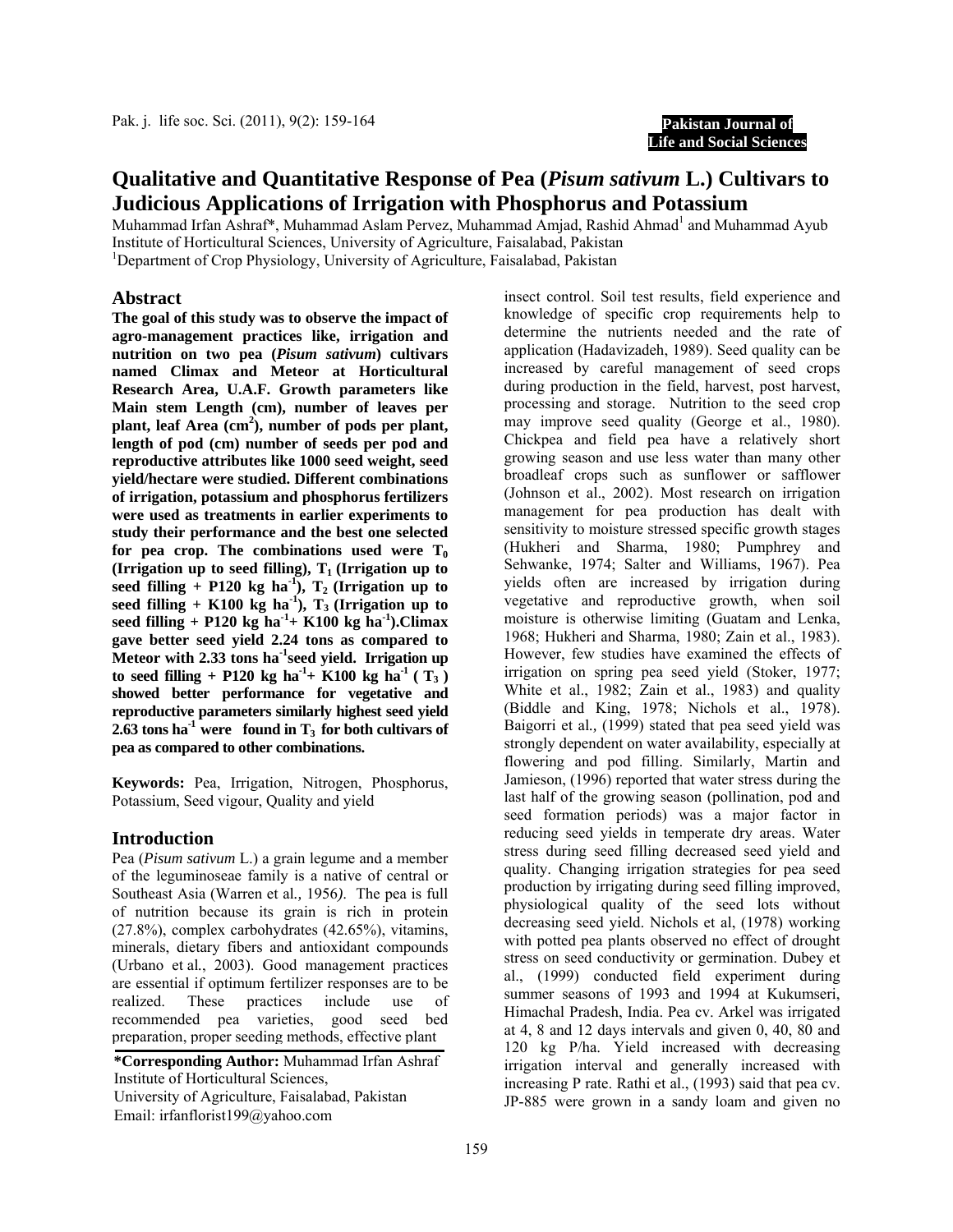# Qualitative and Quantitative Response of Pea (*Pisum sativum* L.) Cultivars to Judicious Applications of Irrigation with Phosphorus and Potassium

Muhammad Irfan Ashraf*, Muhammad Aslam Pervez, Muhammad Amjad, Rashid Ahmad[1] and Muhammad Ayub

Institute of Horticultural Sciences, University of Agriculture, Faisalabad, Pakistan

[1]Department of Crop Physiology, University of Agriculture, Faisalabad, Pakistan

## Abstract

**The goal of this study was to observe the impact of agro-management practices like, irrigation and nutrition on two pea (*Pisum sativum*) cultivars named Climax and Meteor at Horticultural Research Area, U.A.F. Growth parameters like Main stem Length (cm), number of leaves per plant, leaf Area ($cm^2$), number of pods per plant, length of pod (cm) number of seeds per pod and reproductive attributes like 1000 seed weight, seed yield/hectare were studied. Different combinations of irrigation, potassium and phosphorus fertilizers were used as treatments in earlier experiments to study their performance and the best one selected for pea crop. The combinations used were $T_0$ (Irrigation up to seed filling), $T_1$ (Irrigation up to seed filling + P120 kg $ha^{-1}$), $T_2$ (Irrigation up to seed filling + K100 kg $ha^{-1}$), $T_3$ (Irrigation up to seed filling + P120 kg $ha^{-1}$+ K100 kg $ha^{-1}$).Climax gave better seed yield 2.24 tons as compared to Meteor with 2.33 tons $ha^{-1}$seed yield. Irrigation up to seed filling + P120 kg $ha^{-1}$+ K100 kg $ha^{-1}$ ( $T_3$ ) showed better performance for vegetative and reproductive parameters similarly highest seed yield 2.63 tons $ha^{-1}$ were found in $T_3$ for both cultivars of pea as compared to other combinations.**

**Keywords:** Pea, Irrigation, Nitrogen, Phosphorus, Potassium, Seed vigour, Quality and yield

## Introduction

Pea (*Pisum sativum* L.) a grain legume and a member of the leguminoseae family is a native of central or Southeast Asia (Warren et al*.,* 1956*)*. The pea is full of nutrition because its grain is rich in protein (27.8%), complex carbohydrates (42.65%), vitamins, minerals, dietary fibers and antioxidant compounds (Urbano et al*.*, 2003). Good management practices are essential if optimum fertilizer responses are to be realized. These practices include use of recommended pea varieties, good seed bed preparation, proper seeding methods, effective plant insect control. Soil test results, field experience and knowledge of specific crop requirements help to determine the nutrients needed and the rate of application (Hadavizadeh, 1989). Seed quality can be increased by careful management of seed crops during production in the field, harvest, post harvest, processing and storage. Nutrition to the seed crop may improve seed quality (George et al., 1980). Chickpea and field pea have a relatively short growing season and use less water than many other broadleaf crops such as sunflower or safflower (Johnson et al., 2002). Most research on irrigation management for pea production has dealt with sensitivity to moisture stressed specific growth stages (Hukheri and Sharma, 1980; Pumphrey and Sehwanke, 1974; Salter and Williams, 1967). Pea yields often are increased by irrigation during vegetative and reproductive growth, when soil moisture is otherwise limiting (Guatam and Lenka, 1968; Hukheri and Sharma, 1980; Zain et al., 1983). However, few studies have examined the effects of irrigation on spring pea seed yield (Stoker, 1977; White et al., 1982; Zain et al., 1983) and quality (Biddle and King, 1978; Nichols et al., 1978). Baigorri et al*.,* (1999) stated that pea seed yield was strongly dependent on water availability, especially at flowering and pod filling. Similarly, Martin and Jamieson, (1996) reported that water stress during the last half of the growing season (pollination, pod and seed formation periods) was a major factor in reducing seed yields in temperate dry areas. Water stress during seed filling decreased seed yield and quality. Changing irrigation strategies for pea seed production by irrigating during seed filling improved, physiological quality of the seed lots without decreasing seed yield. Nichols et al, (1978) working with potted pea plants observed no effect of drought stress on seed conductivity or germination. Dubey et al., (1999) conducted field experiment during summer seasons of 1993 and 1994 at Kukumseri, Himachal Pradesh, India. Pea cv. Arkel was irrigated at 4, 8 and 12 days intervals and given 0, 40, 80 and 120 kg P/ha. Yield increased with decreasing irrigation interval and generally increased with increasing P rate. Rathi et al., (1993) said that pea cv. JP-885 were grown in a sandy loam and given no

**\*Corresponding Author:** Muhammad Irfan Ashraf
Institute of Horticultural Sciences,
University of Agriculture, Faisalabad, Pakistan
Email: irfanflorist199@yahoo.com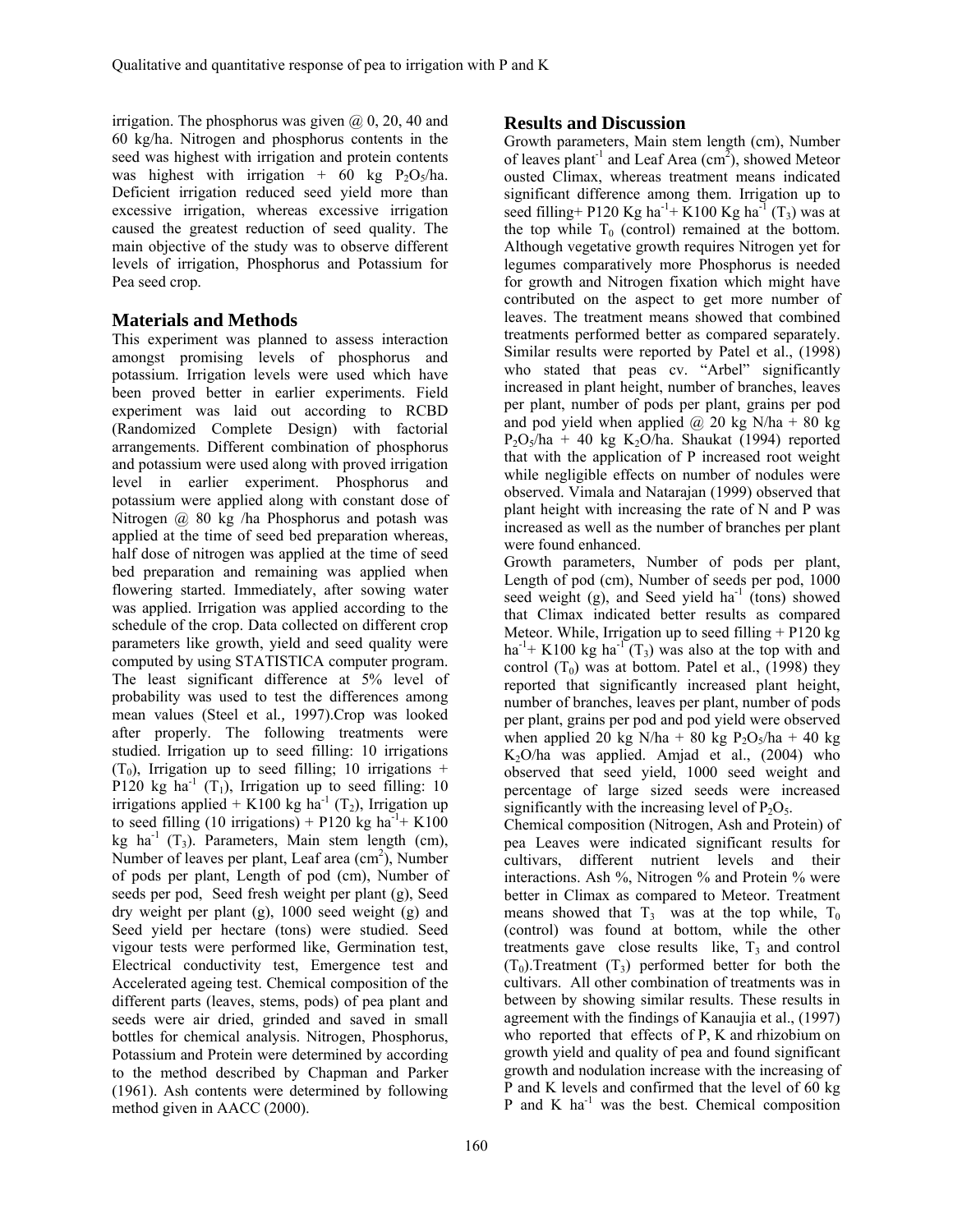irrigation. The phosphorus was given @ 0, 20, 40 and 60 kg/ha. Nitrogen and phosphorus contents in the seed was highest with irrigation and protein contents was highest with irrigation + 60 kg $P_2O_5$/ha. Deficient irrigation reduced seed yield more than excessive irrigation, whereas excessive irrigation caused the greatest reduction of seed quality. The main objective of the study was to observe different levels of irrigation, Phosphorus and Potassium for Pea seed crop.

## Materials and Methods

This experiment was planned to assess interaction amongst promising levels of phosphorus and potassium. Irrigation levels were used which have been proved better in earlier experiments. Field experiment was laid out according to RCBD (Randomized Complete Design) with factorial arrangements. Different combination of phosphorus and potassium were used along with proved irrigation level in earlier experiment. Phosphorus and potassium were applied along with constant dose of Nitrogen @ 80 kg /ha Phosphorus and potash was applied at the time of seed bed preparation whereas, half dose of nitrogen was applied at the time of seed bed preparation and remaining was applied when flowering started. Immediately, after sowing water was applied. Irrigation was applied according to the schedule of the crop. Data collected on different crop parameters like growth, yield and seed quality were computed by using STATISTICA computer program. The least significant difference at 5% level of probability was used to test the differences among mean values (Steel et al*.,* 1997).Crop was looked after properly. The following treatments were studied. Irrigation up to seed filling: 10 irrigations ($T_0$), Irrigation up to seed filling; 10 irrigations + P120 kg $ha^{-1}$ ($T_1$), Irrigation up to seed filling: 10 irrigations applied + K100 kg $ha^{-1}$ ($T_2$), Irrigation up to seed filling (10 irrigations) + P120 kg $ha^{-1}$+ K100 kg $ha^{-1}$ ($T_3$). Parameters, Main stem length (cm), Number of leaves per plant, Leaf area ($cm^2$), Number of pods per plant, Length of pod (cm), Number of seeds per pod, Seed fresh weight per plant (g), Seed dry weight per plant (g), 1000 seed weight (g) and Seed yield per hectare (tons) were studied. Seed vigour tests were performed like, Germination test, Electrical conductivity test, Emergence test and Accelerated ageing test. Chemical composition of the different parts (leaves, stems, pods) of pea plant and seeds were air dried, grinded and saved in small bottles for chemical analysis. Nitrogen, Phosphorus, Potassium and Protein were determined by according to the method described by Chapman and Parker (1961). Ash contents were determined by following method given in AACC (2000).

## Results and Discussion

Growth parameters, Main stem length (cm), Number of leaves $plant^{-1}$ and Leaf Area ($cm^2$), showed Meteor ousted Climax, whereas treatment means indicated significant difference among them. Irrigation up to seed filling+ P120 Kg $ha^{-1}$+ K100 Kg $ha^{-1}$ ($T_3$) was at the top while $T_0$ (control) remained at the bottom. Although vegetative growth requires Nitrogen yet for legumes comparatively more Phosphorus is needed for growth and Nitrogen fixation which might have contributed on the aspect to get more number of leaves. The treatment means showed that combined treatments performed better as compared separately. Similar results were reported by Patel et al., (1998) who stated that peas cv. "Arbel" significantly increased in plant height, number of branches, leaves per plant, number of pods per plant, grains per pod and pod yield when applied @ 20 kg N/ha + 80 kg $P_2O_5$/ha + 40 kg $K_2O$/ha. Shaukat (1994) reported that with the application of P increased root weight while negligible effects on number of nodules were observed. Vimala and Natarajan (1999) observed that plant height with increasing the rate of N and P was increased as well as the number of branches per plant were found enhanced.

Growth parameters, Number of pods per plant, Length of pod (cm), Number of seeds per pod, 1000 seed weight (g), and Seed yield $ha^{-1}$ (tons) showed that Climax indicated better results as compared Meteor. While, Irrigation up to seed filling + P120 kg $ha^{-1}$+ K100 kg $ha^{-1}$ ($T_3$) was also at the top with and control ($T_0$) was at bottom. Patel et al., (1998) they reported that significantly increased plant height, number of branches, leaves per plant, number of pods per plant, grains per pod and pod yield were observed when applied 20 kg N/ha + 80 kg $P_2O_5$/ha + 40 kg $K_2O$/ha was applied. Amjad et al., (2004) who observed that seed yield, 1000 seed weight and percentage of large sized seeds were increased significantly with the increasing level of $P_2O_5$.

Chemical composition (Nitrogen, Ash and Protein) of pea Leaves were indicated significant results for cultivars, different nutrient levels and their interactions. Ash %, Nitrogen % and Protein % were better in Climax as compared to Meteor. Treatment means showed that $T_3$ was at the top while, $T_0$ (control) was found at bottom, while the other treatments gave close results like, $T_3$ and control ($T_0$).Treatment ($T_3$) performed better for both the cultivars. All other combination of treatments was in between by showing similar results. These results in agreement with the findings of Kanaujia et al., (1997) who reported that effects of P, K and rhizobium on growth yield and quality of pea and found significant growth and nodulation increase with the increasing of P and K levels and confirmed that the level of 60 kg P and K $ha^{-1}$ was the best. Chemical composition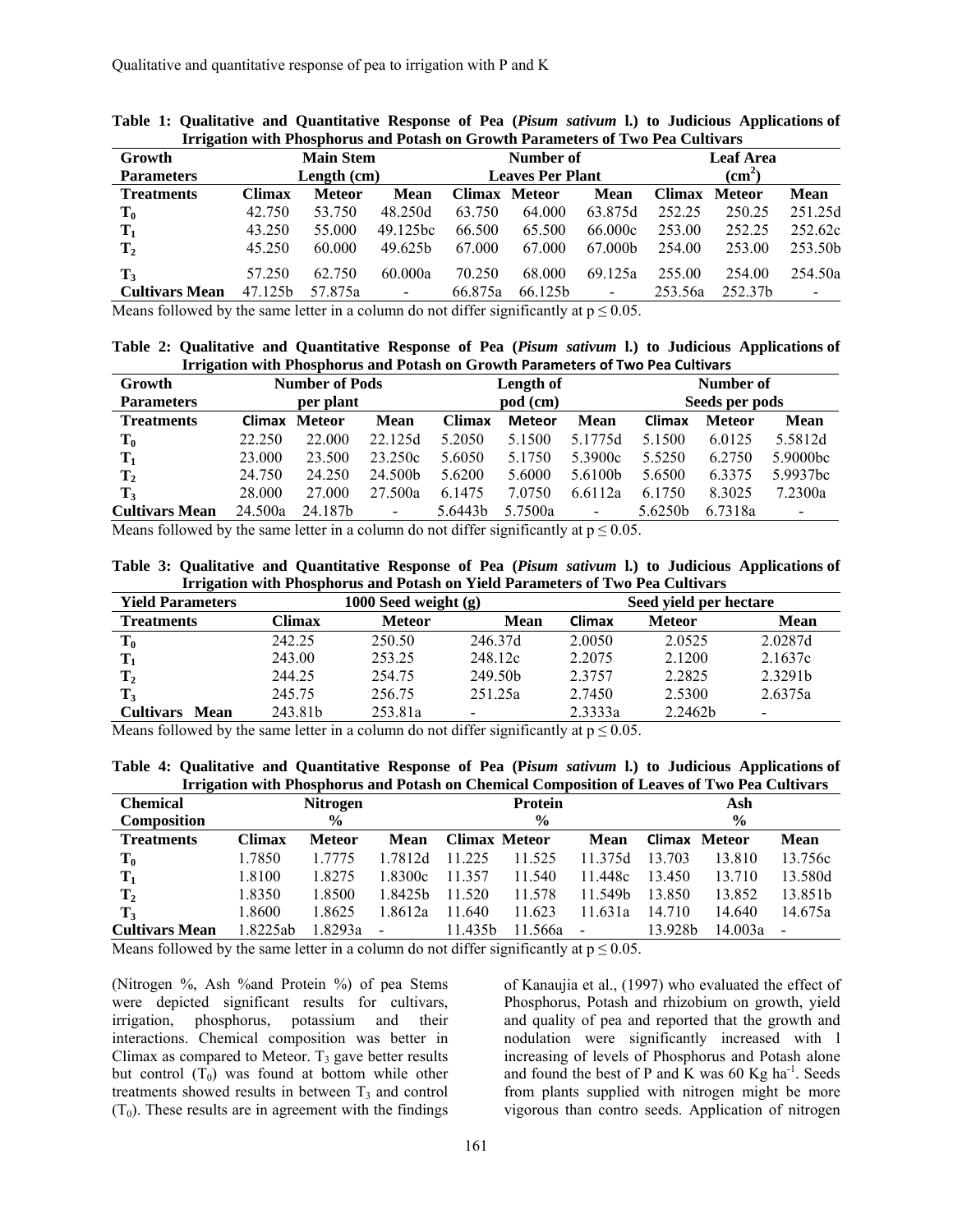**Table 1: Qualitative and Quantitative Response of Pea (*Pisum sativum* l.) to Judicious Applications of Irrigation with Phosphorus and Potash on Growth Parameters of Two Pea Cultivars**

| Growth Parameters | Main Stem Length (cm) | | | Number of Leaves Per Plant | | | Leaf Area ($cm^2$) | | |
|---|---|---|---|---|---|---|---|---|---|
| **Treatments** | **Climax** | **Meteor** | **Mean** | **Climax** | **Meteor** | **Mean** | **Climax** | **Meteor** | **Mean** |
| $T_0$ | 42.750 | 53.750 | 48.250d | 63.750 | 64.000 | 63.875d | 252.25 | 250.25 | 251.25d |
| $T_1$ | 43.250 | 55.000 | 49.125bc | 66.500 | 65.500 | 66.000c | 253.00 | 252.25 | 252.62c |
| $T_2$ | 45.250 | 60.000 | 49.625b | 67.000 | 67.000 | 67.000b | 254.00 | 253.00 | 253.50b |
| $T_3$ | 57.250 | 62.750 | 60.000a | 70.250 | 68.000 | 69.125a | 255.00 | 254.00 | 254.50a |
| **Cultivars Mean** | 47.125b | 57.875a | - | 66.875a | 66.125b | - | 253.56a | 252.37b | - |

Means followed by the same letter in a column do not differ significantly at $p \leq 0.05$.

**Table 2: Qualitative and Quantitative Response of Pea (*Pisum sativum* l.) to Judicious Applications of Irrigation with Phosphorus and Potash on Growth Parameters of Two Pea Cultivars**

| Growth Parameters | Number of Pods per plant | | | Length of pod (cm) | | | Number of Seeds per pods | | |
|---|---|---|---|---|---|---|---|---|---|
| **Treatments** | **Climax** | **Meteor** | **Mean** | **Climax** | **Meteor** | **Mean** | **Climax** | **Meteor** | **Mean** |
| $T_0$ | 22.250 | 22.000 | 22.125d | 5.2050 | 5.1500 | 5.1775d | 5.1500 | 6.0125 | 5.5812d |
| $T_1$ | 23.000 | 23.500 | 23.250c | 5.6050 | 5.1750 | 5.3900c | 5.5250 | 6.2750 | 5.9000bc |
| $T_2$ | 24.750 | 24.250 | 24.500b | 5.6200 | 5.6000 | 5.6100b | 5.6500 | 6.3375 | 5.9937bc |
| $T_3$ | 28.000 | 27.000 | 27.500a | 6.1475 | 7.0750 | 6.6112a | 6.1750 | 8.3025 | 7.2300a |
| **Cultivars Mean** | 24.500a | 24.187b | - | 5.6443b | 5.7500a | - | 5.6250b | 6.7318a | - |

Means followed by the same letter in a column do not differ significantly at $p \leq 0.05$.

**Table 3: Qualitative and Quantitative Response of Pea (*Pisum sativum* l.) to Judicious Applications of Irrigation with Phosphorus and Potash on Yield Parameters of Two Pea Cultivars**

| Yield Parameters | 1000 Seed weight (g) | | | Seed yield per hectare | | |
|---|---|---|---|---|---|---|
| **Treatments** | **Climax** | **Meteor** | **Mean** | **Climax** | **Meteor** | **Mean** |
| $T_0$ | 242.25 | 250.50 | 246.37d | 2.0050 | 2.0525 | 2.0287d |
| $T_1$ | 243.00 | 253.25 | 248.12c | 2.2075 | 2.1200 | 2.1637c |
| $T_2$ | 244.25 | 254.75 | 249.50b | 2.3757 | 2.2825 | 2.3291b |
| $T_3$ | 245.75 | 256.75 | 251.25a | 2.7450 | 2.5300 | 2.6375a |
| **Cultivars Mean** | 243.81b | 253.81a | - | 2.3333a | 2.2462b | - |

Means followed by the same letter in a column do not differ significantly at $p \leq 0.05$.

**Table 4: Qualitative and Quantitative Response of Pea (P*isum sativum* l.) to Judicious Applications of Irrigation with Phosphorus and Potash on Chemical Composition of Leaves of Two Pea Cultivars**

| Chemical Composition | Nitrogen % | | | Protein % | | | Ash % | | |
|---|---|---|---|---|---|---|---|---|---|
| **Treatments** | **Climax** | **Meteor** | **Mean** | **Climax** | **Meteor** | **Mean** | **Climax** | **Meteor** | **Mean** |
| $T_0$ | 1.7850 | 1.7775 | 1.7812d | 11.225 | 11.525 | 11.375d | 13.703 | 13.810 | 13.756c |
| $T_1$ | 1.8100 | 1.8275 | 1.8300c | 11.357 | 11.540 | 11.448c | 13.450 | 13.710 | 13.580d |
| $T_2$ | 1.8350 | 1.8500 | 1.8425b | 11.520 | 11.578 | 11.549b | 13.850 | 13.852 | 13.851b |
| $T_3$ | 1.8600 | 1.8625 | 1.8612a | 11.640 | 11.623 | 11.631a | 14.710 | 14.640 | 14.675a |
| **Cultivars Mean** | 1.8225ab | 1.8293a | - | 11.435b | 11.566a | - | 13.928b | 14.003a | - |

Means followed by the same letter in a column do not differ significantly at $p \leq 0.05$.

(Nitrogen %, Ash %and Protein %) of pea Stems were depicted significant results for cultivars, irrigation, phosphorus, potassium and their interactions. Chemical composition was better in Climax as compared to Meteor. $T_3$ gave better results but control ($T_0$) was found at bottom while other treatments showed results in between $T_3$ and control ($T_0$). These results are in agreement with the findings of Kanaujia et al., (1997) who evaluated the effect of Phosphorus, Potash and rhizobium on growth, yield and quality of pea and reported that the growth and nodulation were significantly increased with l increasing of levels of Phosphorus and Potash alone and found the best of P and K was 60 Kg $ha^{-1}$. Seeds from plants supplied with nitrogen might be more vigorous than contro seeds. Application of nitrogen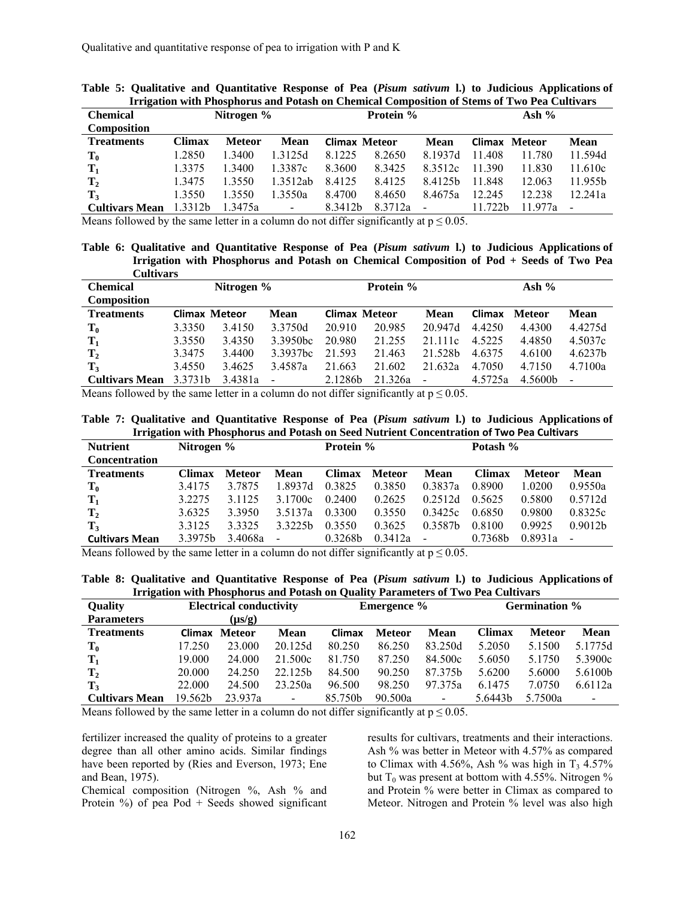**Table 5: Qualitative and Quantitative Response of Pea (*Pisum sativum* l.) to Judicious Applications of Irrigation with Phosphorus and Potash on Chemical Composition of Stems of Two Pea Cultivars**

| Chemical Composition | Nitrogen % | | | Protein % | | | Ash % | | |
|---|---|---|---|---|---|---|---|---|---|
| **Treatments** | **Climax** | **Meteor** | **Mean** | **Climax** | **Meteor** | **Mean** | **Climax** | **Meteor** | **Mean** |
| $T_0$ | 1.2850 | 1.3400 | 1.3125d | 8.1225 | 8.2650 | 8.1937d | 11.408 | 11.780 | 11.594d |
| $T_1$ | 1.3375 | 1.3400 | 1.3387c | 8.3600 | 8.3425 | 8.3512c | 11.390 | 11.830 | 11.610c |
| $T_2$ | 1.3475 | 1.3550 | 1.3512ab | 8.4125 | 8.4125 | 8.4125b | 11.848 | 12.063 | 11.955b |
| $T_3$ | 1.3550 | 1.3550 | 1.3550a | 8.4700 | 8.4650 | 8.4675a | 12.245 | 12.238 | 12.241a |
| **Cultivars Mean** | 1.3312b | 1.3475a | - | 8.3412b | 8.3712a | - | 11.722b | 11.977a | - |

Means followed by the same letter in a column do not differ significantly at $p \leq 0.05$.

**Table 6: Qualitative and Quantitative Response of Pea (*Pisum sativum* l.) to Judicious Applications of Irrigation with Phosphorus and Potash on Chemical Composition of Pod + Seeds of Two Pea Cultivars**

| Chemical Composition | Nitrogen % | | | Protein % | | | Ash % | | |
|---|---|---|---|---|---|---|---|---|---|
| **Treatments** | **Climax** | **Meteor** | **Mean** | **Climax** | **Meteor** | **Mean** | **Climax** | **Meteor** | **Mean** |
| $T_0$ | 3.3350 | 3.4150 | 3.3750d | 20.910 | 20.985 | 20.947d | 4.4250 | 4.4300 | 4.4275d |
| $T_1$ | 3.3550 | 3.4350 | 3.3950bc | 20.980 | 21.255 | 21.111c | 4.5225 | 4.4850 | 4.5037c |
| $T_2$ | 3.3475 | 3.4400 | 3.3937bc | 21.593 | 21.463 | 21.528b | 4.6375 | 4.6100 | 4.6237b |
| $T_3$ | 3.4550 | 3.4625 | 3.4587a | 21.663 | 21.602 | 21.632a | 4.7050 | 4.7150 | 4.7100a |
| **Cultivars Mean** | 3.3731b | 3.4381a | - | 2.1286b | 21.326a | - | 4.5725a | 4.5600b | - |

Means followed by the same letter in a column do not differ significantly at $p \leq 0.05$.

**Table 7: Qualitative and Quantitative Response of Pea (*Pisum sativum* l.) to Judicious Applications of Irrigation with Phosphorus and Potash on Seed Nutrient Concentration of Two Pea Cultivars**

| Nutrient Concentration | Nitrogen % | | | Protein % | | | Potash % | | |
|---|---|---|---|---|---|---|---|---|---|
| **Treatments** | **Climax** | **Meteor** | **Mean** | **Climax** | **Meteor** | **Mean** | **Climax** | **Meteor** | **Mean** |
| $T_0$ | 3.4175 | 3.7875 | 1.8937d | 0.3825 | 0.3850 | 0.3837a | 0.8900 | 1.0200 | 0.9550a |
| $T_1$ | 3.2275 | 3.1125 | 3.1700c | 0.2400 | 0.2625 | 0.2512d | 0.5625 | 0.5800 | 0.5712d |
| $T_2$ | 3.6325 | 3.3950 | 3.5137a | 0.3300 | 0.3550 | 0.3425c | 0.6850 | 0.9800 | 0.8325c |
| $T_3$ | 3.3125 | 3.3325 | 3.3225b | 0.3550 | 0.3625 | 0.3587b | 0.8100 | 0.9925 | 0.9012b |
| **Cultivars Mean** | 3.3975b | 3.4068a | - | 0.3268b | 0.3412a | - | 0.7368b | 0.8931a | - |

Means followed by the same letter in a column do not differ significantly at $p \leq 0.05$.

**Table 8: Qualitative and Quantitative Response of Pea (*Pisum sativum* l.) to Judicious Applications of Irrigation with Phosphorus and Potash on Quality Parameters of Two Pea Cultivars**

| Quality Parameters | Electrical conductivity (µs/g) | | | Emergence % | | | Germination % | | |
|---|---|---|---|---|---|---|---|---|---|
| **Treatments** | **Climax** | **Meteor** | **Mean** | **Climax** | **Meteor** | **Mean** | **Climax** | **Meteor** | **Mean** |
| $T_0$ | 17.250 | 23.000 | 20.125d | 80.250 | 86.250 | 83.250d | 5.2050 | 5.1500 | 5.1775d |
| $T_1$ | 19.000 | 24.000 | 21.500c | 81.750 | 87.250 | 84.500c | 5.6050 | 5.1750 | 5.3900c |
| $T_2$ | 20.000 | 24.250 | 22.125b | 84.500 | 90.250 | 87.375b | 5.6200 | 5.6000 | 5.6100b |
| $T_3$ | 22.000 | 24.500 | 23.250a | 96.500 | 98.250 | 97.375a | 6.1475 | 7.0750 | 6.6112a |
| **Cultivars Mean** | 19.562b | 23.937a | - | 85.750b | 90.500a | - | 5.6443b | 5.7500a | - |

Means followed by the same letter in a column do not differ significantly at $p \leq 0.05$.

fertilizer increased the quality of proteins to a greater degree than all other amino acids. Similar findings have been reported by (Ries and Everson, 1973; Ene and Bean, 1975).

Chemical composition (Nitrogen %, Ash % and Protein %) of pea Pod + Seeds showed significant results for cultivars, treatments and their interactions. Ash % was better in Meteor with 4.57% as compared to Climax with 4.56%, Ash % was high in $T_3$ 4.57% but $T_0$ was present at bottom with 4.55%. Nitrogen % and Protein % were better in Climax as compared to Meteor. Nitrogen and Protein % level was also high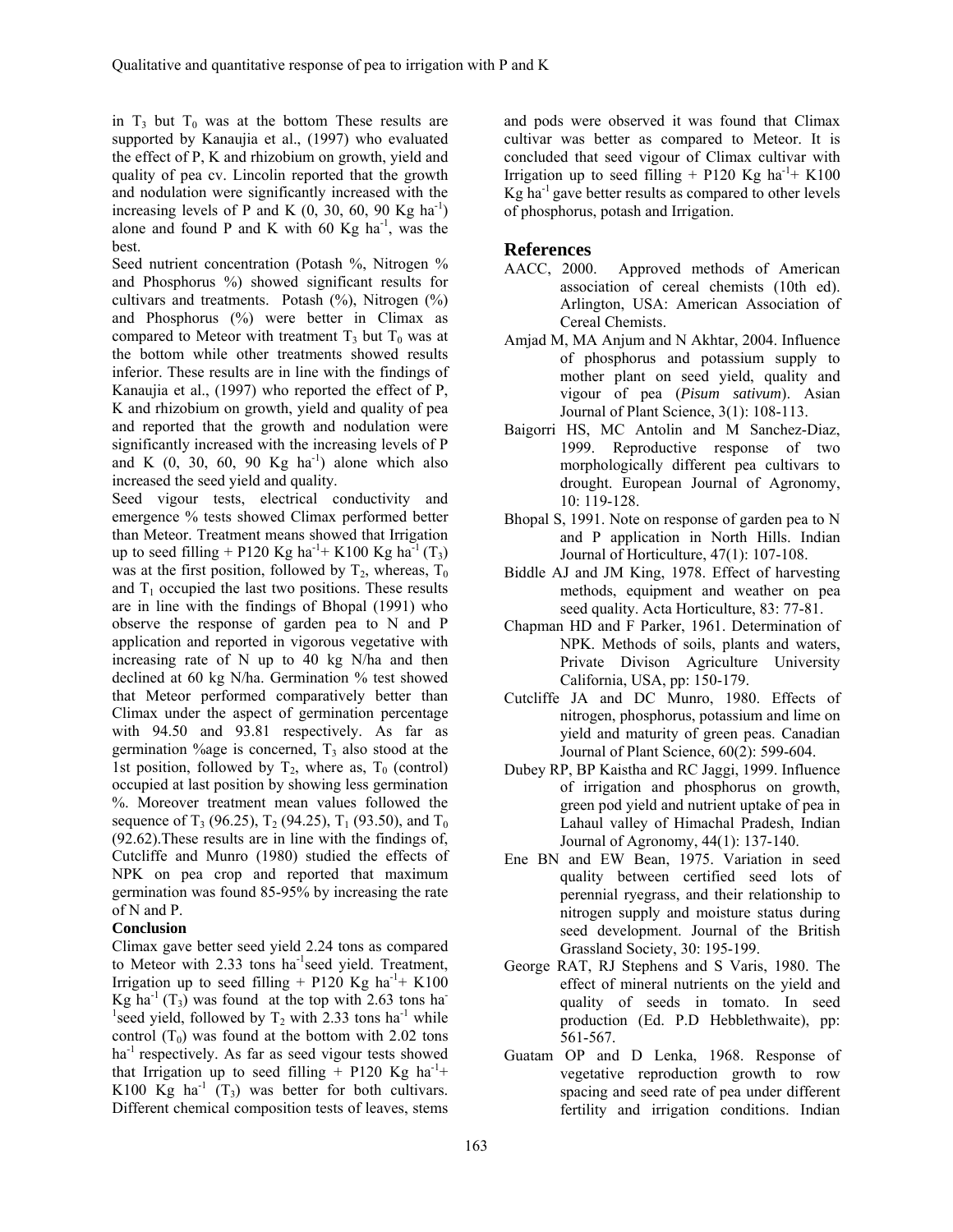in $T_3$ but $T_0$ was at the bottom These results are supported by Kanaujia et al., (1997) who evaluated the effect of P, K and rhizobium on growth, yield and quality of pea cv. Lincolin reported that the growth and nodulation were significantly increased with the increasing levels of P and K (0, 30, 60, 90 Kg $ha^{-1}$) alone and found P and K with 60 Kg $ha^{-1}$, was the best.

Seed nutrient concentration (Potash %, Nitrogen % and Phosphorus %) showed significant results for cultivars and treatments. Potash (%), Nitrogen (%) and Phosphorus (%) were better in Climax as compared to Meteor with treatment $T_3$ but $T_0$ was at the bottom while other treatments showed results inferior. These results are in line with the findings of Kanaujia et al., (1997) who reported the effect of P, K and rhizobium on growth, yield and quality of pea and reported that the growth and nodulation were significantly increased with the increasing levels of P and K (0, 30, 60, 90 Kg $ha^{-1}$) alone which also increased the seed yield and quality.

Seed vigour tests, electrical conductivity and emergence % tests showed Climax performed better than Meteor. Treatment means showed that Irrigation up to seed filling + P120 Kg $ha^{-1}$+ K100 Kg $ha^{-1}$ ($T_3$) was at the first position, followed by $T_2$, whereas, $T_0$ and $T_1$ occupied the last two positions. These results are in line with the findings of Bhopal (1991) who observe the response of garden pea to N and P application and reported in vigorous vegetative with increasing rate of N up to 40 kg N/ha and then declined at 60 kg N/ha. Germination % test showed that Meteor performed comparatively better than Climax under the aspect of germination percentage with 94.50 and 93.81 respectively. As far as germination %age is concerned, $T_3$ also stood at the 1st position, followed by $T_2$, where as, $T_0$ (control) occupied at last position by showing less germination %. Moreover treatment mean values followed the sequence of $T_3$ (96.25), $T_2$ (94.25), $T_1$ (93.50), and $T_0$ (92.62).These results are in line with the findings of, Cutcliffe and Munro (1980) studied the effects of NPK on pea crop and reported that maximum germination was found 85-95% by increasing the rate of N and P.

**Conclusion**

Climax gave better seed yield 2.24 tons as compared to Meteor with 2.33 tons $ha^{-1}$seed yield. Treatment, Irrigation up to seed filling + P120 Kg $ha^{-1}$+ K100 Kg $ha^{-1}$ ($T_3$) was found at the top with 2.63 tons $ha^{-1}$seed yield, followed by $T_2$ with 2.33 tons $ha^{-1}$ while control ($T_0$) was found at the bottom with 2.02 tons $ha^{-1}$ respectively. As far as seed vigour tests showed that Irrigation up to seed filling + P120 Kg $ha^{-1}$+ K100 Kg $ha^{-1}$ ($T_3$) was better for both cultivars. Different chemical composition tests of leaves, stems and pods were observed it was found that Climax cultivar was better as compared to Meteor. It is concluded that seed vigour of Climax cultivar with Irrigation up to seed filling + P120 Kg $ha^{-1}$+ K100 Kg $ha^{-1}$ gave better results as compared to other levels of phosphorus, potash and Irrigation.

## References

AACC, 2000. Approved methods of American association of cereal chemists (10th ed). Arlington, USA: American Association of Cereal Chemists.

Amjad M, MA Anjum and N Akhtar, 2004. Influence of phosphorus and potassium supply to mother plant on seed yield, quality and vigour of pea (*Pisum sativum*). Asian Journal of Plant Science, 3(1): 108-113.

Baigorri HS, MC Antolin and M Sanchez-Diaz, 1999. Reproductive response of two morphologically different pea cultivars to drought. European Journal of Agronomy, 10: 119-128.

Bhopal S, 1991. Note on response of garden pea to N and P application in North Hills. Indian Journal of Horticulture, 47(1): 107-108.

Biddle AJ and JM King, 1978. Effect of harvesting methods, equipment and weather on pea seed quality. Acta Horticulture, 83: 77-81.

Chapman HD and F Parker, 1961. Determination of NPK. Methods of soils, plants and waters, Private Divison Agriculture University California, USA, pp: 150-179.

Cutcliffe JA and DC Munro, 1980. Effects of nitrogen, phosphorus, potassium and lime on yield and maturity of green peas. Canadian Journal of Plant Science, 60(2): 599-604.

Dubey RP, BP Kaistha and RC Jaggi, 1999. Influence of irrigation and phosphorus on growth, green pod yield and nutrient uptake of pea in Lahaul valley of Himachal Pradesh, Indian Journal of Agronomy, 44(1): 137-140.

Ene BN and EW Bean, 1975. Variation in seed quality between certified seed lots of perennial ryegrass, and their relationship to nitrogen supply and moisture status during seed development. Journal of the British Grassland Society, 30: 195-199.

George RAT, RJ Stephens and S Varis, 1980. The effect of mineral nutrients on the yield and quality of seeds in tomato. In seed production (Ed. P.D Hebblethwaite), pp: 561-567.

Guatam OP and D Lenka, 1968. Response of vegetative reproduction growth to row spacing and seed rate of pea under different fertility and irrigation conditions. Indian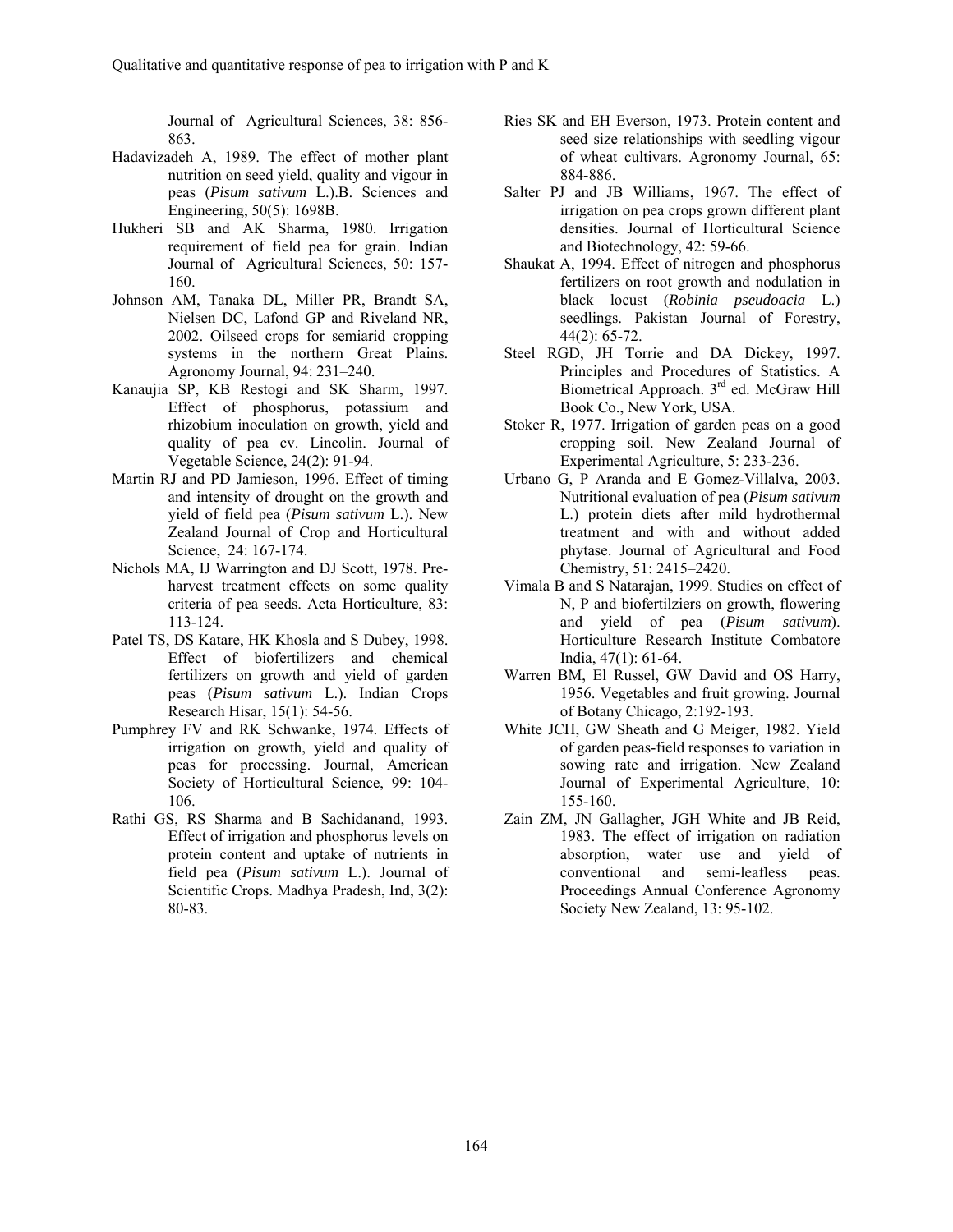Journal of Agricultural Sciences, 38: 856-863.

Hadavizadeh A, 1989. The effect of mother plant nutrition on seed yield, quality and vigour in peas (*Pisum sativum* L.).B. Sciences and Engineering, 50(5): 1698B.

Hukheri SB and AK Sharma, 1980. Irrigation requirement of field pea for grain. Indian Journal of Agricultural Sciences, 50: 157-160.

Johnson AM, Tanaka DL, Miller PR, Brandt SA, Nielsen DC, Lafond GP and Riveland NR, 2002. Oilseed crops for semiarid cropping systems in the northern Great Plains. Agronomy Journal, 94: 231–240.

Kanaujia SP, KB Restogi and SK Sharm, 1997. Effect of phosphorus, potassium and rhizobium inoculation on growth, yield and quality of pea cv. Lincolin. Journal of Vegetable Science, 24(2): 91-94.

Martin RJ and PD Jamieson, 1996. Effect of timing and intensity of drought on the growth and yield of field pea (*Pisum sativum* L.). New Zealand Journal of Crop and Horticultural Science, 24: 167-174.

Nichols MA, IJ Warrington and DJ Scott, 1978. Pre-harvest treatment effects on some quality criteria of pea seeds. Acta Horticulture, 83: 113-124.

Patel TS, DS Katare, HK Khosla and S Dubey, 1998. Effect of biofertilizers and chemical fertilizers on growth and yield of garden peas (*Pisum sativum* L.). Indian Crops Research Hisar, 15(1): 54-56.

Pumphrey FV and RK Schwanke, 1974. Effects of irrigation on growth, yield and quality of peas for processing. Journal, American Society of Horticultural Science, 99: 104-106.

Rathi GS, RS Sharma and B Sachidanand, 1993. Effect of irrigation and phosphorus levels on protein content and uptake of nutrients in field pea (*Pisum sativum* L.). Journal of Scientific Crops. Madhya Pradesh, Ind, 3(2): 80-83.

Ries SK and EH Everson, 1973. Protein content and seed size relationships with seedling vigour of wheat cultivars. Agronomy Journal, 65: 884-886.

Salter PJ and JB Williams, 1967. The effect of irrigation on pea crops grown different plant densities. Journal of Horticultural Science and Biotechnology, 42: 59-66.

Shaukat A, 1994. Effect of nitrogen and phosphorus fertilizers on root growth and nodulation in black locust (*Robinia pseudoacia* L.) seedlings. Pakistan Journal of Forestry, 44(2): 65-72.

Steel RGD, JH Torrie and DA Dickey, 1997. Principles and Procedures of Statistics. A Biometrical Approach. 3rd ed. McGraw Hill Book Co., New York, USA.

Stoker R, 1977. Irrigation of garden peas on a good cropping soil. New Zealand Journal of Experimental Agriculture, 5: 233-236.

Urbano G, P Aranda and E Gomez-Villalva, 2003. Nutritional evaluation of pea (*Pisum sativum* L.) protein diets after mild hydrothermal treatment and with and without added phytase. Journal of Agricultural and Food Chemistry, 51: 2415–2420.

Vimala B and S Natarajan, 1999. Studies on effect of N, P and biofertilziers on growth, flowering and yield of pea (*Pisum sativum*). Horticulture Research Institute Combatore India, 47(1): 61-64.

Warren BM, El Russel, GW David and OS Harry, 1956. Vegetables and fruit growing. Journal of Botany Chicago, 2:192-193.

White JCH, GW Sheath and G Meiger, 1982. Yield of garden peas-field responses to variation in sowing rate and irrigation. New Zealand Journal of Experimental Agriculture, 10: 155-160.

Zain ZM, JN Gallagher, JGH White and JB Reid, 1983. The effect of irrigation on radiation absorption, water use and yield of conventional and semi-leafless peas. Proceedings Annual Conference Agronomy Society New Zealand, 13: 95-102.